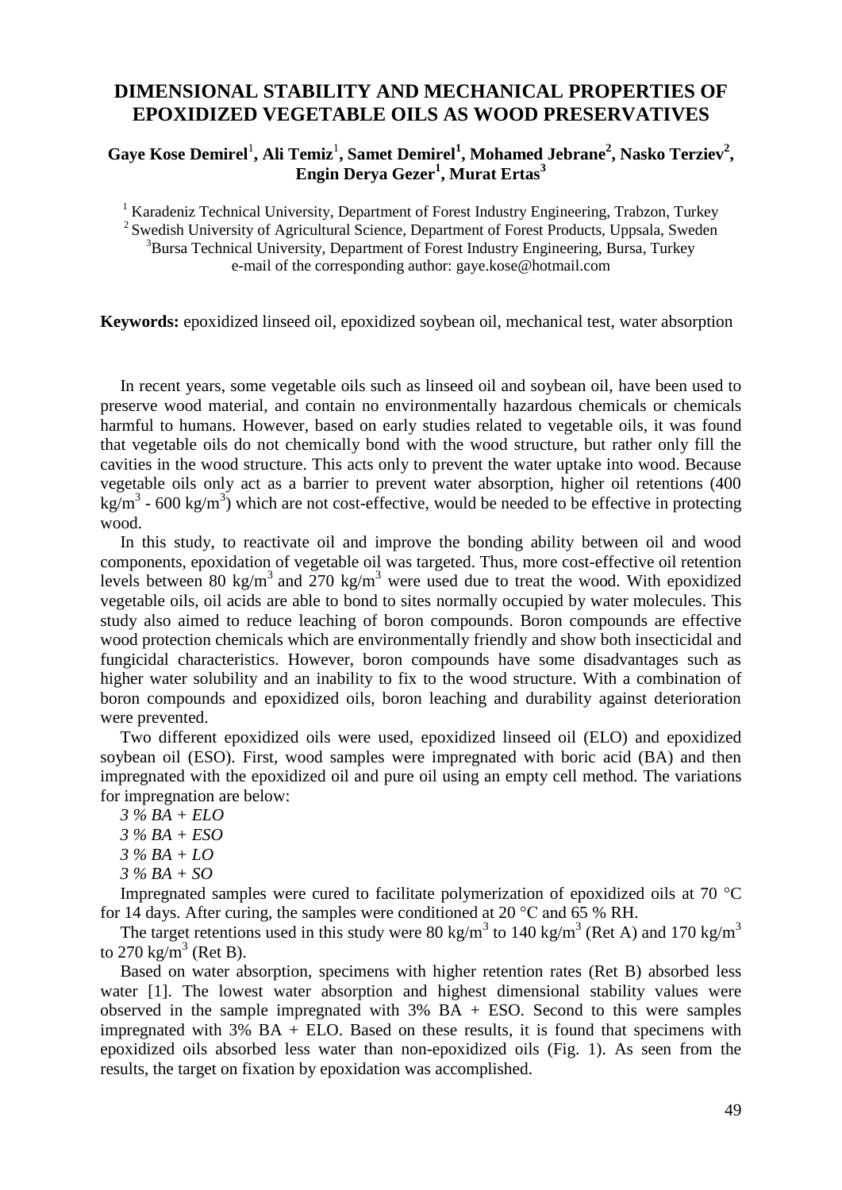# DIMENSIONAL STABILITY AND MECHANICAL PROPERTIES OF EPOXIDIZED VEGETABLE OILS AS WOOD PRESERVATIVES

**Gaye Kose Demirel[1], Ali Temiz[1], Samet Demirel[1], Mohamed Jebrane[2], Nasko Terziev[2], Engin Derya Gezer[1], Murat Ertas[3]**

[1] Karadeniz Technical University, Department of Forest Industry Engineering, Trabzon, Turkey
[2] Swedish University of Agricultural Science, Department of Forest Products, Uppsala, Sweden
[3] Bursa Technical University, Department of Forest Industry Engineering, Bursa, Turkey
e-mail of the corresponding author: gaye.kose@hotmail.com

**Keywords:** epoxidized linseed oil, epoxidized soybean oil, mechanical test, water absorption

In recent years, some vegetable oils such as linseed oil and soybean oil, have been used to preserve wood material, and contain no environmentally hazardous chemicals or chemicals harmful to humans. However, based on early studies related to vegetable oils, it was found that vegetable oils do not chemically bond with the wood structure, but rather only fill the cavities in the wood structure. This acts only to prevent the water uptake into wood. Because vegetable oils only act as a barrier to prevent water absorption, higher oil retentions (400 $kg/m^3$ - 600 $kg/m^3$) which are not cost-effective, would be needed to be effective in protecting wood.

In this study, to reactivate oil and improve the bonding ability between oil and wood components, epoxidation of vegetable oil was targeted. Thus, more cost-effective oil retention levels between 80 $kg/m^3$ and 270 $kg/m^3$ were used due to treat the wood. With epoxidized vegetable oils, oil acids are able to bond to sites normally occupied by water molecules. This study also aimed to reduce leaching of boron compounds. Boron compounds are effective wood protection chemicals which are environmentally friendly and show both insecticidal and fungicidal characteristics. However, boron compounds have some disadvantages such as higher water solubility and an inability to fix to the wood structure. With a combination of boron compounds and epoxidized oils, boron leaching and durability against deterioration were prevented.

Two different epoxidized oils were used, epoxidized linseed oil (ELO) and epoxidized soybean oil (ESO). First, wood samples were impregnated with boric acid (BA) and then impregnated with the epoxidized oil and pure oil using an empty cell method. The variations for impregnation are below:

*3 % BA + ELO*
*3 % BA + ESO*
*3 % BA + LO*
*3 % BA + SO*

Impregnated samples were cured to facilitate polymerization of epoxidized oils at 70 °C for 14 days. After curing, the samples were conditioned at 20 °C and 65 % RH.

The target retentions used in this study were 80 $kg/m^3$ to 140 $kg/m^3$ (Ret A) and 170 $kg/m^3$ to 270 $kg/m^3$ (Ret B).

Based on water absorption, specimens with higher retention rates (Ret B) absorbed less water [1]. The lowest water absorption and highest dimensional stability values were observed in the sample impregnated with 3% BA + ESO. Second to this were samples impregnated with 3% BA + ELO. Based on these results, it is found that specimens with epoxidized oils absorbed less water than non-epoxidized oils (Fig. 1). As seen from the results, the target on fixation by epoxidation was accomplished.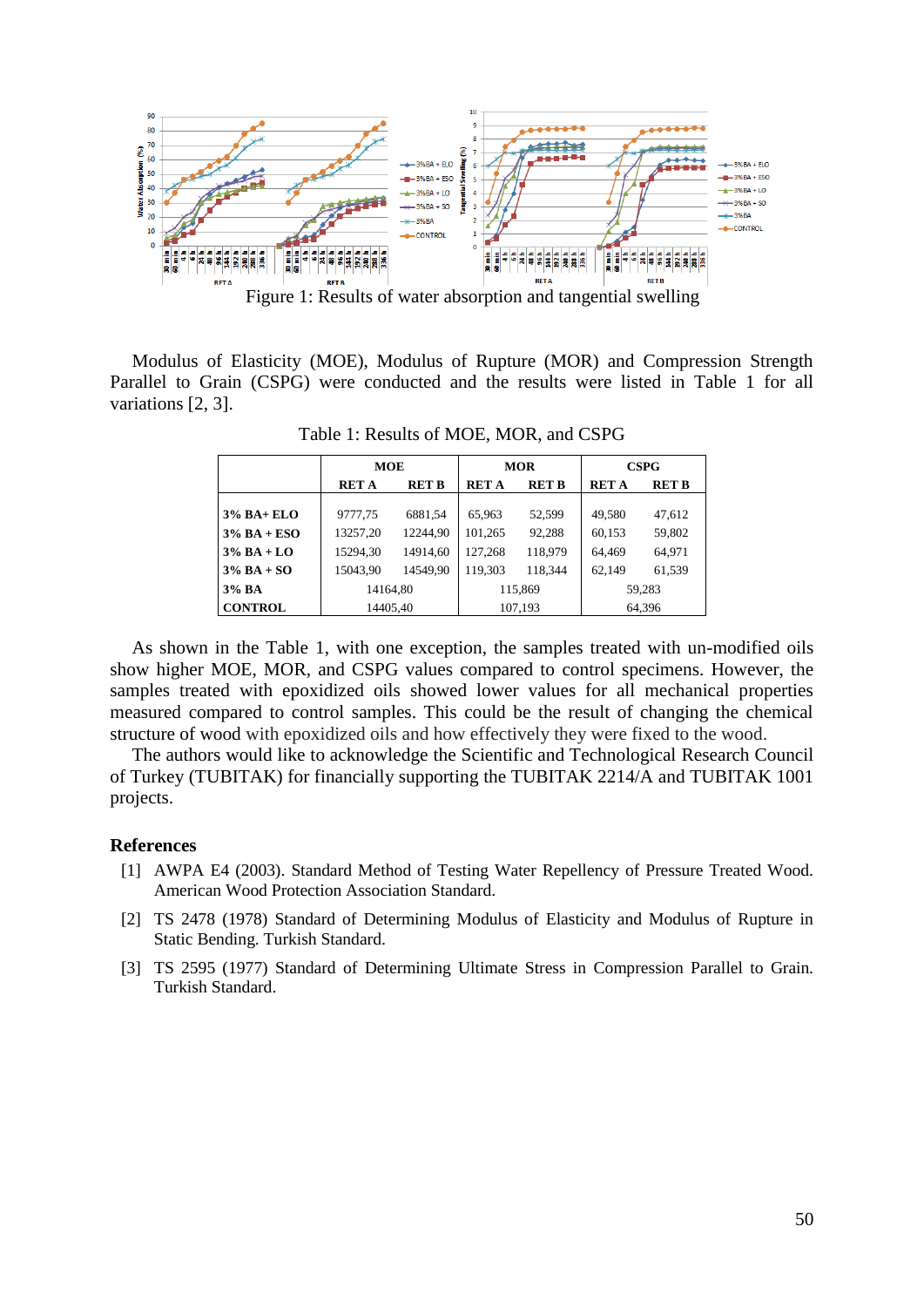90
80
70
60
50
40
30
20
10
0

Water Absorption (%)

30 min
60 min
4 h
6 h
24 h
48 h
96 h
144 h
192 h
240 h
288 h
336 h

RET A

RET B

3%BA + ELO
3%BA + ESO
3%BA + LO
3%BA + SO
3%BA
CONTROL

10
9
8
7
6
5
4
3
2
1
0

Tangential Swelling (%)

RET A

RET B

Figure 1: Results of water absorption and tangential swelling

Modulus of Elasticity (MOE), Modulus of Rupture (MOR) and Compression Strength Parallel to Grain (CSPG) were conducted and the results were listed in Table 1 for all variations [2, 3].

Table 1: Results of MOE, MOR, and CSPG

| | MOE | | MOR | | CSPG | |
|---|---|---|---|---|---|---|
| | **RET A** | **RET B** | **RET A** | **RET B** | **RET A** | **RET B** |
| **3% BA+ ELO** | 9777,75 | 6881,54 | 65,963 | 52,599 | 49,580 | 47,612 |
| **3% BA + ESO** | 13257,20 | 12244,90 | 101,265 | 92,288 | 60,153 | 59,802 |
| **3% BA + LO** | 15294,30 | 14914,60 | 127,268 | 118,979 | 64,469 | 64,971 |
| **3% BA + SO** | 15043,90 | 14549,90 | 119,303 | 118,344 | 62,149 | 61,539 |
| **3% BA** | 14164,80 | | 115,869 | | 59,283 | |
| **CONTROL** | 14405,40 | | 107,193 | | 64,396 | |

As shown in the Table 1, with one exception, the samples treated with un-modified oils show higher MOE, MOR, and CSPG values compared to control specimens. However, the samples treated with epoxidized oils showed lower values for all mechanical properties measured compared to control samples. This could be the result of changing the chemical structure of wood with epoxidized oils and how effectively they were fixed to the wood.

The authors would like to acknowledge the Scientific and Technological Research Council of Turkey (TUBITAK) for financially supporting the TUBITAK 2214/A and TUBITAK 1001 projects.

## References

[1] AWPA E4 (2003). Standard Method of Testing Water Repellency of Pressure Treated Wood. American Wood Protection Association Standard.

[2] TS 2478 (1978) Standard of Determining Modulus of Elasticity and Modulus of Rupture in Static Bending. Turkish Standard.

[3] TS 2595 (1977) Standard of Determining Ultimate Stress in Compression Parallel to Grain. Turkish Standard.